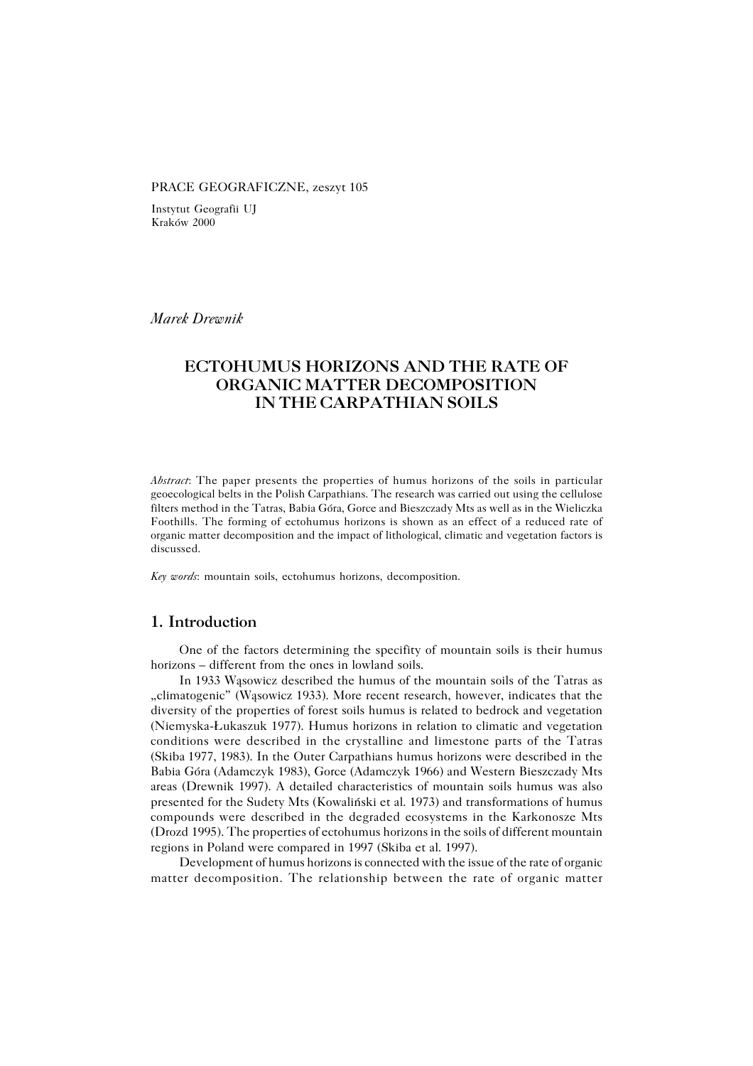PRACE GEOGRAFICZNE, zeszyt 105

Instytut Geografii UJ
Kraków 2000

*Marek Drewnik*

# ECTOHUMUS HORIZONS AND THE RATE OF ORGANIC MATTER DECOMPOSITION IN THE CARPATHIAN SOILS

*Abstract*: The paper presents the properties of humus horizons of the soils in particular geoecological belts in the Polish Carpathians. The research was carried out using the cellulose filters method in the Tatras, Babia Góra, Gorce and Bieszczady Mts as well as in the Wieliczka Foothills. The forming of ectohumus horizons is shown as an effect of a reduced rate of organic matter decomposition and the impact of lithological, climatic and vegetation factors is discussed.

*Key words*: mountain soils, ectohumus horizons, decomposition.

## 1. Introduction

One of the factors determining the specifity of mountain soils is their humus horizons – different from the ones in lowland soils.

In 1933 Wąsowicz described the humus of the mountain soils of the Tatras as „climatogenic" (Wąsowicz 1933). More recent research, however, indicates that the diversity of the properties of forest soils humus is related to bedrock and vegetation (Niemyska-Łukaszuk 1977). Humus horizons in relation to climatic and vegetation conditions were described in the crystalline and limestone parts of the Tatras (Skiba 1977, 1983). In the Outer Carpathians humus horizons were described in the Babia Góra (Adamczyk 1983), Gorce (Adamczyk 1966) and Western Bieszczady Mts areas (Drewnik 1997). A detailed characteristics of mountain soils humus was also presented for the Sudety Mts (Kowaliński et al. 1973) and transformations of humus compounds were described in the degraded ecosystems in the Karkonosze Mts (Drozd 1995). The properties of ectohumus horizons in the soils of different mountain regions in Poland were compared in 1997 (Skiba et al. 1997).

Development of humus horizons is connected with the issue of the rate of organic matter decomposition. The relationship between the rate of organic matter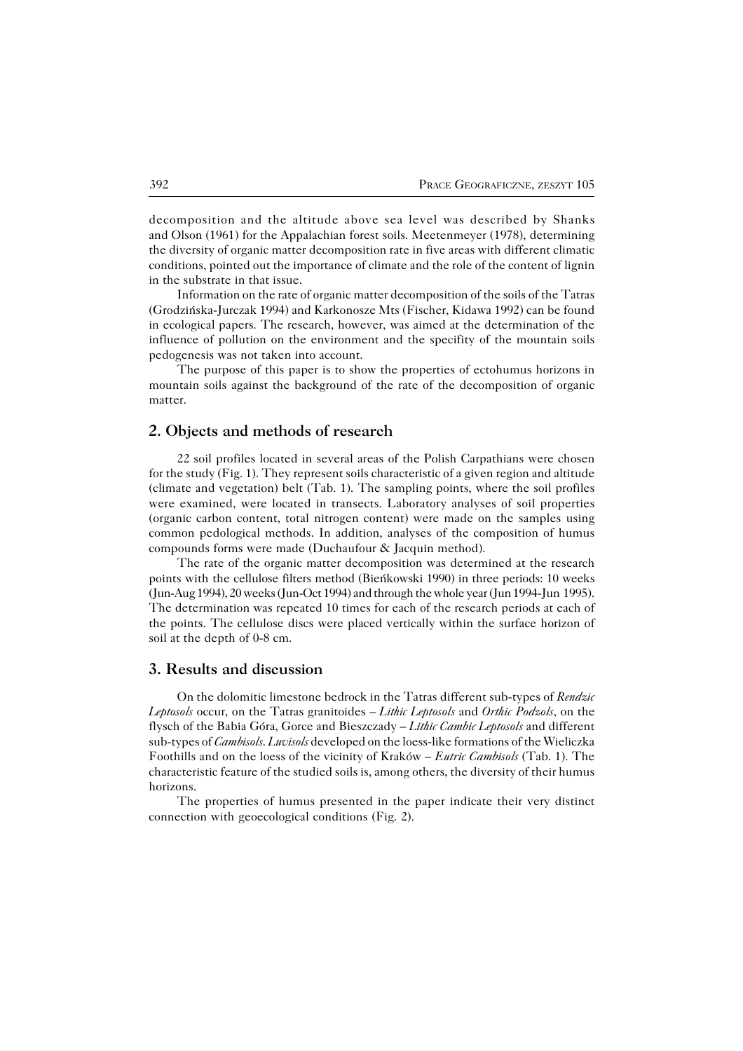decomposition and the altitude above sea level was described by Shanks and Olson (1961) for the Appalachian forest soils. Meetenmeyer (1978), determining the diversity of organic matter decomposition rate in five areas with different climatic conditions, pointed out the importance of climate and the role of the content of lignin in the substrate in that issue.

Information on the rate of organic matter decomposition of the soils of the Tatras (Grodzińska-Jurczak 1994) and Karkonosze Mts (Fischer, Kidawa 1992) can be found in ecological papers. The research, however, was aimed at the determination of the influence of pollution on the environment and the specifity of the mountain soils pedogenesis was not taken into account.

The purpose of this paper is to show the properties of ectohumus horizons in mountain soils against the background of the rate of the decomposition of organic matter.

## 2. Objects and methods of research

22 soil profiles located in several areas of the Polish Carpathians were chosen for the study (Fig. 1). They represent soils characteristic of a given region and altitude (climate and vegetation) belt (Tab. 1). The sampling points, where the soil profiles were examined, were located in transects. Laboratory analyses of soil properties (organic carbon content, total nitrogen content) were made on the samples using common pedological methods. In addition, analyses of the composition of humus compounds forms were made (Duchaufour & Jacquin method).

The rate of the organic matter decomposition was determined at the research points with the cellulose filters method (Bieńkowski 1990) in three periods: 10 weeks (Jun-Aug 1994), 20 weeks (Jun-Oct 1994) and through the whole year (Jun 1994-Jun 1995). The determination was repeated 10 times for each of the research periods at each of the points. The cellulose discs were placed vertically within the surface horizon of soil at the depth of 0-8 cm.

## 3. Results and discussion

On the dolomitic limestone bedrock in the Tatras different sub-types of *Rendzic Leptosols* occur, on the Tatras granitoides – *Lithic Leptosols* and *Orthic Podzols*, on the flysch of the Babia Góra, Gorce and Bieszczady – *Lithic Cambic Leptosols* and different sub-types of *Cambisols*. *Luvisols* developed on the loess-like formations of the Wieliczka Foothills and on the loess of the vicinity of Kraków – *Eutric Cambisols* (Tab. 1). The characteristic feature of the studied soils is, among others, the diversity of their humus horizons.

The properties of humus presented in the paper indicate their very distinct connection with geoecological conditions (Fig. 2).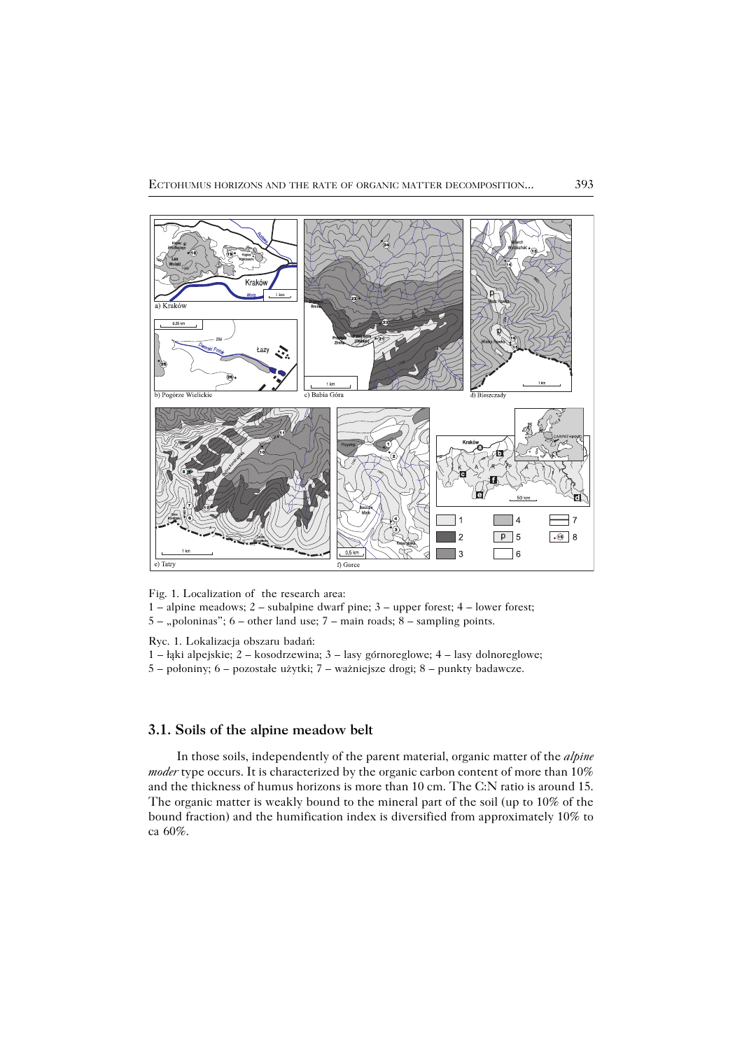Fig. 1. Localization of the research area:
1 – alpine meadows; 2 – subalpine dwarf pine; 3 – upper forest; 4 – lower forest;
5 – „poloninas"; 6 – other land use; 7 – main roads; 8 – sampling points.

Ryc. 1. Lokalizacja obszaru badań:
1 – łąki alpejskie; 2 – kosodrzewina; 3 – lasy górnoreglowe; 4 – lasy dolnoreglowe;
5 – połoniny; 6 – pozostałe użytki; 7 – ważniejsze drogi; 8 – punkty badawcze.

### 3.1. Soils of the alpine meadow belt

In those soils, independently of the parent material, organic matter of the *alpine moder* type occurs. It is characterized by the organic carbon content of more than 10% and the thickness of humus horizons is more than 10 cm. The C:N ratio is around 15. The organic matter is weakly bound to the mineral part of the soil (up to 10% of the bound fraction) and the humification index is diversified from approximately 10% to ca 60%.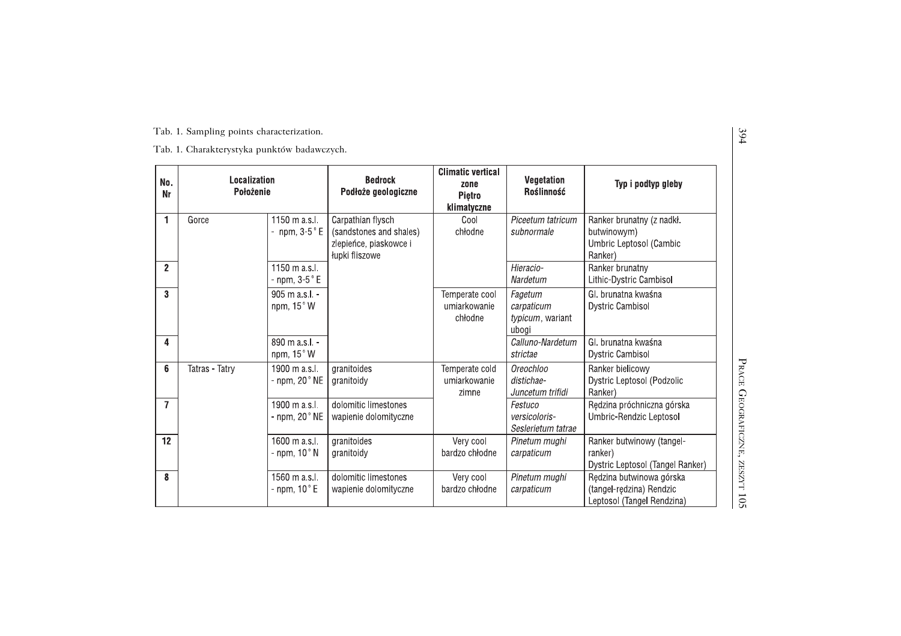Tab. 1. Sampling points characterization.

Tab. 1. Charakterystyka punktów badawczych.

| No. Nr | Localization Położenie | | Bedrock Podłoże geologiczne | Climatic vertical zone Piętro klimatyczne | Vegetation Roślinność | Typ i podtyp gleby |
|---|---|---|---|---|---|---|
| 1 | Gorce | 1150 m a.s.l. - npm, 3-5° E | Carpathian flysch (sandstones and shales) zlepieńce, piaskowce i łupki fliszowe | Cool chłodne | *Piceetum tatricum subnormale* | Ranker brunatny (z nadkł. butwinowym) Umbric Leptosol (Cambic Ranker) |
| 2 | | 1150 m a.s.l. - npm, 3-5° E | | | *Hieracio-Nardetum* | Ranker brunatny Lithic-Dystric Cambisol |
| 3 | | 905 m a.s.l. - npm, 15° W | | Temperate cool umiarkowanie chłodne | *Fagetum carpaticum typicum*, wariant ubogi | Gl. brunatna kwaśna Dystric Cambisol |
| 4 | | 890 m a.s.l. - npm, 15° W | | | *Calluno-Nardetum strictae* | Gl. brunatna kwaśna Dystric Cambisol |
| 6 | Tatras - Tatry | 1900 m a.s.l. - npm, 20° NE | granitoides granitoidy | Temperate cold umiarkowanie zimne | *Oreochloo distichae-Juncetum trifidi* | Ranker bielicowy Dystric Leptosol (Podzolic Ranker) |
| 7 | | 1900 m a.s.l. - npm, 20° NE | dolomitic limestones wapienie dolomityczne | | *Festuco versicoloris-Seslerietum tatrae* | Rędzina próchniczna górska Umbric-Rendzic Leptosol |
| 12 | | 1600 m a.s.l. - npm, 10° N | granitoides granitoidy | Very cool bardzo chłodne | *Pinetum mughi carpaticum* | Ranker butwinowy (tangel-ranker) Dystric Leptosol (Tangel Ranker) |
| 8 | | 1560 m a.s.l. - npm, 10° E | dolomitic limestones wapienie dolomityczne | Very cool bardzo chłodne | *Pinetum mughi carpaticum* | Rędzina butwinowa górska (tangel-rędzina) Rendzic Leptosol (Tangel Rendzina) |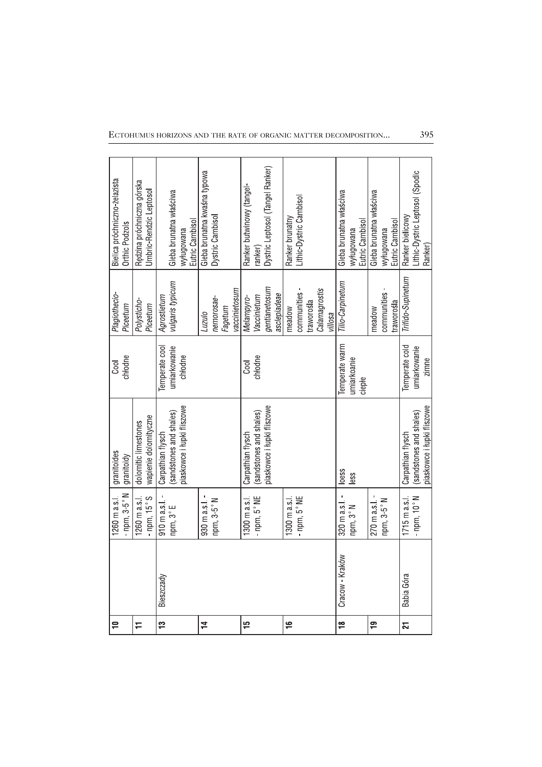| 10 | | 1260 m a.s.l. - npm, 3-5° N | granitoides granitoidy | Cool chłodne | *Plagiothecio-Piceetum* | Bielica próchniczno-żelazista Orthic Podzols |
|---|---|---|---|---|---|---|
| 11 | | 1260 m a.s.l. - npm, 15° S | dolomitic limestones wapienie dolomityczne | | *Polysticho-Piceetum* | Rędzina próchniczna górska Umbric-Rendzic Leptosol |
| 13 | Bieszczady | 910 m a.s.l. - npm, 3° E | Carpathian flysch (sandstones and shales) piaskowce i łupki fliszowe | Temperate cool umiarkowanie chłodne | *Agrostietum vulgaris typicum* | Gleba brunatna właściwa wyługowana Eutric Cambisol |
| 14 | | 930 m a.s.l. - npm, 3-5° N | | | *Luzulo nemorosae-Fagetum vaccinietosum* | Gleba brunatna kwaśna typowa Dystric Cambisol |
| 15 | | 1300 m a.s.l. - npm, 5° NE | Carpathian flysch (sandstones and shales) piaskowce i łupki fliszowe | Cool chłodne | *Melampyro-Vaccinietum gentianetosum asclepiadeae* | Ranker butwinowy (tangel-ranker) Dystric Leptosol (Tangel Ranker) |
| 16 | | 1300 m a.s.l. - npm, 5° NE | | | meadow communities - traworośla *Calamagrostis villosa* | Ranker brunatny Lithic-Dystric Cambisol |
| 18 | Cracow - Kraków | 320 m a.s.l. - npm, 3° N | loess less | Temperate warm umiarkowanie ciepłe | *Tilio-Carpinetum* | Gleba brunatna właściwa wyługowana Eutric Cambisol |
| 19 | | 270 m a.s.l. - npm, 3-5° N | | | meadow communities - traworośla | Gleba brunatna właściwa wyługowana Eutric Cambisol |
| 21 | Babia Góra | 1715 m a.s.l. - npm, 10° N | Carpathian flysch (sandstones and shales) piaskowce i łupki fliszowe | Temperate cold umiarkowanie zimne | *Trifido-Supinetum* | Ranker bielicowy Lithic-Dystric Leptosol (Spodic Ranker) |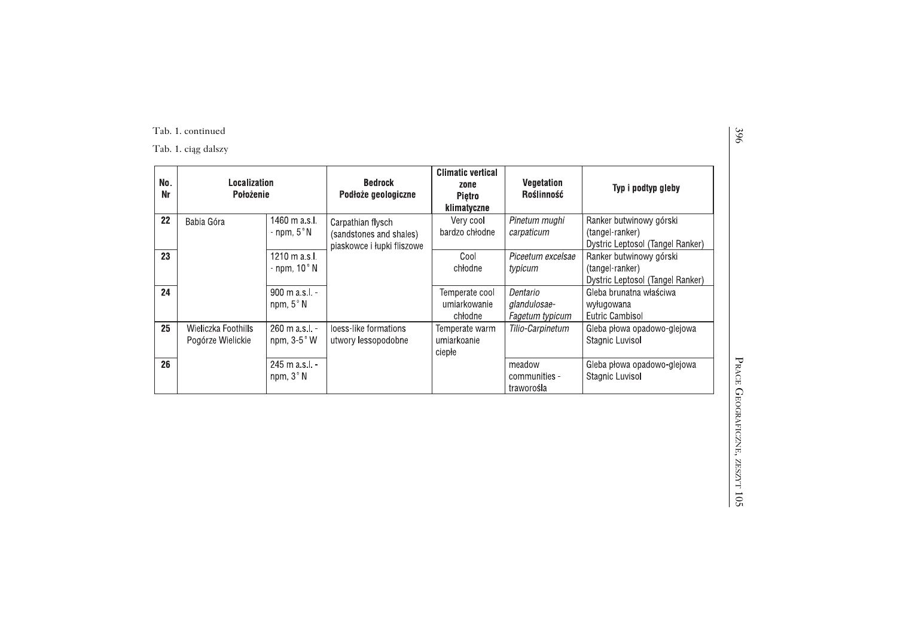Tab. 1. continued

Tab. 1. ciąg dalszy

| No. Nr | Localization Położenie | | Bedrock Podłoże geologiczne | Climatic vertical zone Piętro klimatyczne | Vegetation Roślinność | Typ i podtyp gleby |
|---|---|---|---|---|---|---|
| 22 | Babia Góra | 1460 m a.s.l. - npm, 5° N | Carpathian flysch (sandstones and shales) piaskowce i łupki fliszowe | Very cool bardzo chłodne | *Pinetum mughi carpaticum* | Ranker butwinowy górski (tangel-ranker) Dystric Leptosol (Tangel Ranker) |
| 23 | | 1210 m a.s.l. - npm, 10° N | | Cool chłodne | *Piceetum excelsae typicum* | Ranker butwinowy górski (tangel-ranker) Dystric Leptosol (Tangel Ranker) |
| 24 | | 900 m a.s.l. - npm, 5° N | | Temperate cool umiarkowanie chłodne | *Dentario glandulosae-Fagetum typicum* | Gleba brunatna właściwa wyługowana Eutric Cambisol |
| 25 | Wieliczka Foothills Pogórze Wielickie | 260 m a.s.l. - npm, 3-5° W | loess-like formations utwory lessopodobne | Temperate warm umiarkoanie ciepłe | *Tilio-Carpinetum* | Gleba płowa opadowo-glejowa Stagnic Luvisol |
| 26 | | 245 m a.s.l. - npm, 3° N | | | meadow communities - traworośla | Gleba płowa opadowo-glejowa Stagnic Luvisol |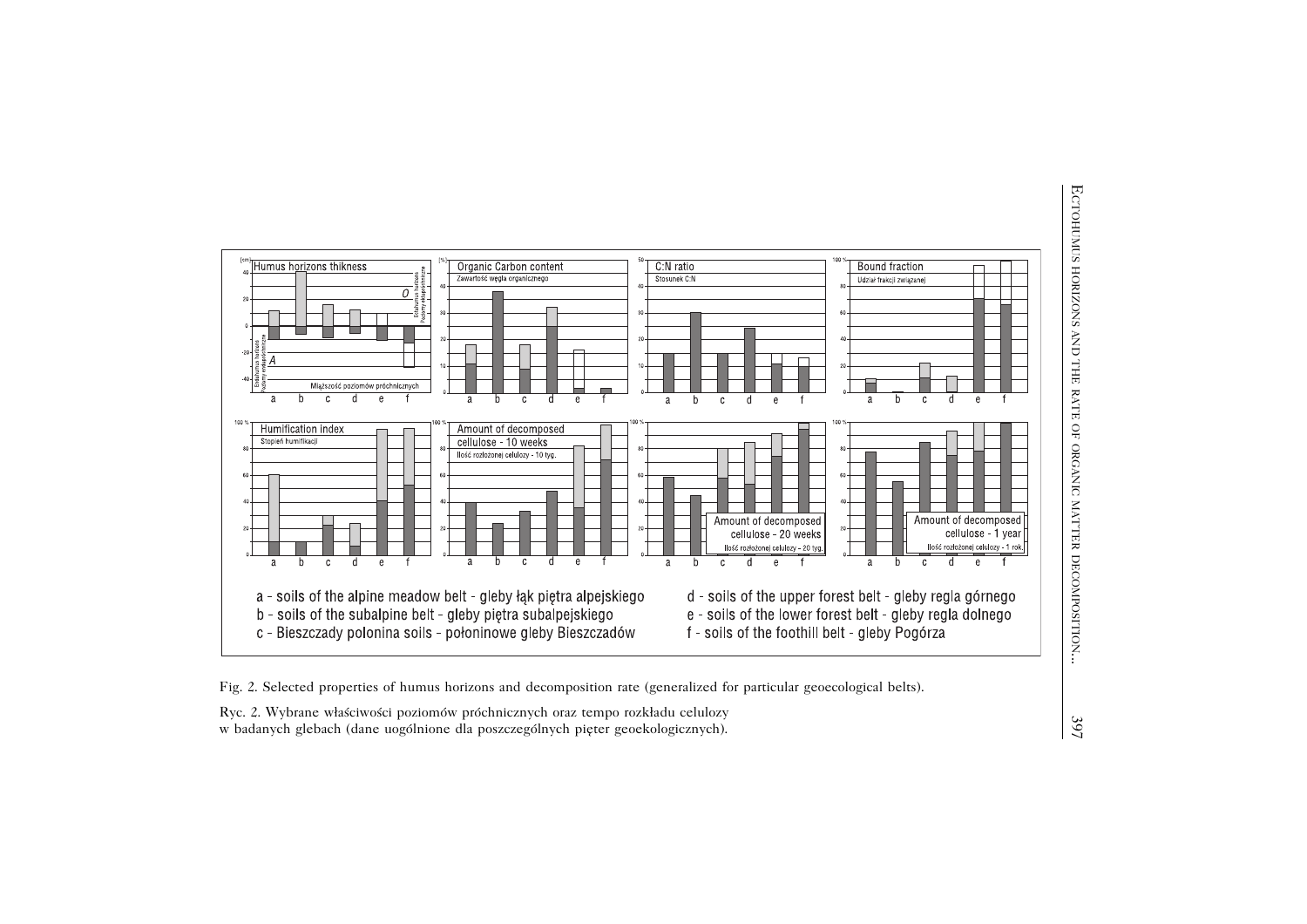a - soils of the alpine meadow belt - gleby łąk piętra alpejskiego
b - soils of the subalpine belt - gleby piętra subalpejskiego
c - Bieszczady polonina soils - połoninowe gleby Bieszczadów
d - soils of the upper forest belt - gleby regla górnego
e - soils of the lower forest belt - gleby regla dolnego
f - soils of the foothill belt - gleby Pogórza

Fig. 2. Selected properties of humus horizons and decomposition rate (generalized for particular geoecological belts).

Ryc. 2. Wybrane właściwości poziomów próchnicznych oraz tempo rozkładu celulozy w badanych glebach (dane uogólnione dla poszczególnych pięter geoekologicznych).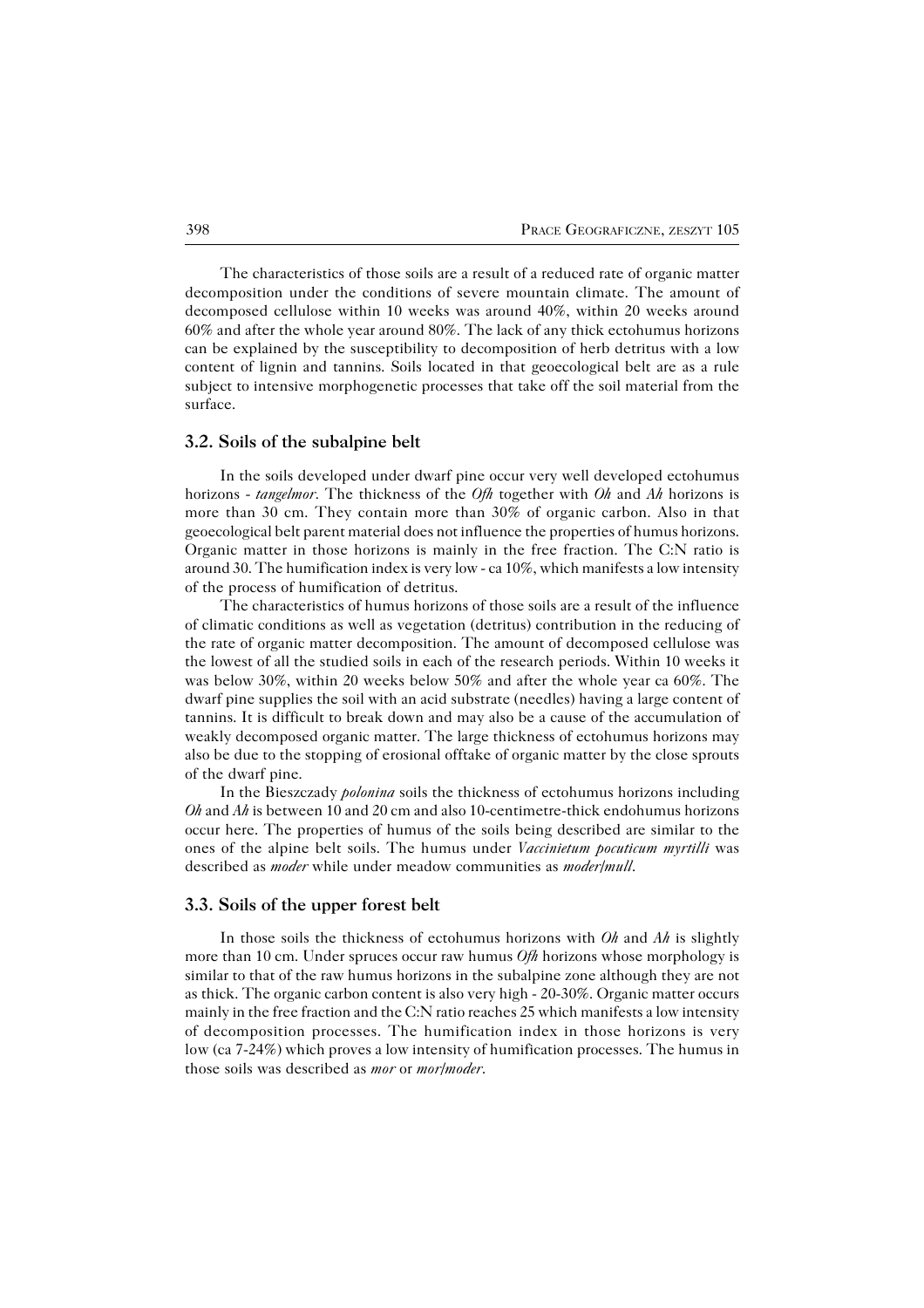The characteristics of those soils are a result of a reduced rate of organic matter decomposition under the conditions of severe mountain climate. The amount of decomposed cellulose within 10 weeks was around 40%, within 20 weeks around 60% and after the whole year around 80%. The lack of any thick ectohumus horizons can be explained by the susceptibility to decomposition of herb detritus with a low content of lignin and tannins. Soils located in that geoecological belt are as a rule subject to intensive morphogenetic processes that take off the soil material from the surface.

### 3.2. Soils of the subalpine belt

In the soils developed under dwarf pine occur very well developed ectohumus horizons - *tangelmor*. The thickness of the *Ofh* together with *Oh* and *Ah* horizons is more than 30 cm. They contain more than 30% of organic carbon. Also in that geoecological belt parent material does not influence the properties of humus horizons. Organic matter in those horizons is mainly in the free fraction. The C:N ratio is around 30. The humification index is very low - ca 10%, which manifests a low intensity of the process of humification of detritus.

The characteristics of humus horizons of those soils are a result of the influence of climatic conditions as well as vegetation (detritus) contribution in the reducing of the rate of organic matter decomposition. The amount of decomposed cellulose was the lowest of all the studied soils in each of the research periods. Within 10 weeks it was below 30%, within 20 weeks below 50% and after the whole year ca 60%. The dwarf pine supplies the soil with an acid substrate (needles) having a large content of tannins. It is difficult to break down and may also be a cause of the accumulation of weakly decomposed organic matter. The large thickness of ectohumus horizons may also be due to the stopping of erosional offtake of organic matter by the close sprouts of the dwarf pine.

In the Bieszczady *polonina* soils the thickness of ectohumus horizons including *Oh* and *Ah* is between 10 and 20 cm and also 10-centimetre-thick endohumus horizons occur here. The properties of humus of the soils being described are similar to the ones of the alpine belt soils. The humus under *Vaccinietum pocuticum myrtilli* was described as *moder* while under meadow communities as *moder/mull*.

### 3.3. Soils of the upper forest belt

In those soils the thickness of ectohumus horizons with *Oh* and *Ah* is slightly more than 10 cm. Under spruces occur raw humus *Ofh* horizons whose morphology is similar to that of the raw humus horizons in the subalpine zone although they are not as thick. The organic carbon content is also very high - 20-30%. Organic matter occurs mainly in the free fraction and the C:N ratio reaches 25 which manifests a low intensity of decomposition processes. The humification index in those horizons is very low (ca 7-24%) which proves a low intensity of humification processes. The humus in those soils was described as *mor* or *mor/moder*.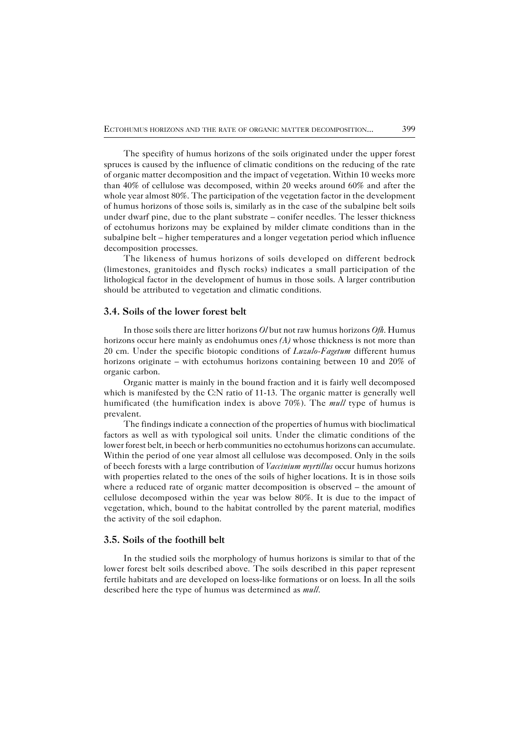The specifity of humus horizons of the soils originated under the upper forest spruces is caused by the influence of climatic conditions on the reducing of the rate of organic matter decomposition and the impact of vegetation. Within 10 weeks more than 40% of cellulose was decomposed, within 20 weeks around 60% and after the whole year almost 80%. The participation of the vegetation factor in the development of humus horizons of those soils is, similarly as in the case of the subalpine belt soils under dwarf pine, due to the plant substrate – conifer needles. The lesser thickness of ectohumus horizons may be explained by milder climate conditions than in the subalpine belt – higher temperatures and a longer vegetation period which influence decomposition processes.

The likeness of humus horizons of soils developed on different bedrock (limestones, granitoides and flysch rocks) indicates a small participation of the lithological factor in the development of humus in those soils. A larger contribution should be attributed to vegetation and climatic conditions.

### 3.4. Soils of the lower forest belt

In those soils there are litter horizons *Ol* but not raw humus horizons *Ofh*. Humus horizons occur here mainly as endohumus ones *(A)* whose thickness is not more than 20 cm. Under the specific biotopic conditions of *Luzulo-Fagetum* different humus horizons originate – with ectohumus horizons containing between 10 and 20% of organic carbon.

Organic matter is mainly in the bound fraction and it is fairly well decomposed which is manifested by the C:N ratio of 11-13. The organic matter is generally well humificated (the humification index is above 70%). The *mull* type of humus is prevalent.

The findings indicate a connection of the properties of humus with bioclimatical factors as well as with typological soil units. Under the climatic conditions of the lower forest belt, in beech or herb communities no ectohumus horizons can accumulate. Within the period of one year almost all cellulose was decomposed. Only in the soils of beech forests with a large contribution of *Vaccinium myrtillus* occur humus horizons with properties related to the ones of the soils of higher locations. It is in those soils where a reduced rate of organic matter decomposition is observed – the amount of cellulose decomposed within the year was below 80%. It is due to the impact of vegetation, which, bound to the habitat controlled by the parent material, modifies the activity of the soil edaphon.

### 3.5. Soils of the foothill belt

In the studied soils the morphology of humus horizons is similar to that of the lower forest belt soils described above. The soils described in this paper represent fertile habitats and are developed on loess-like formations or on loess. In all the soils described here the type of humus was determined as *mull*.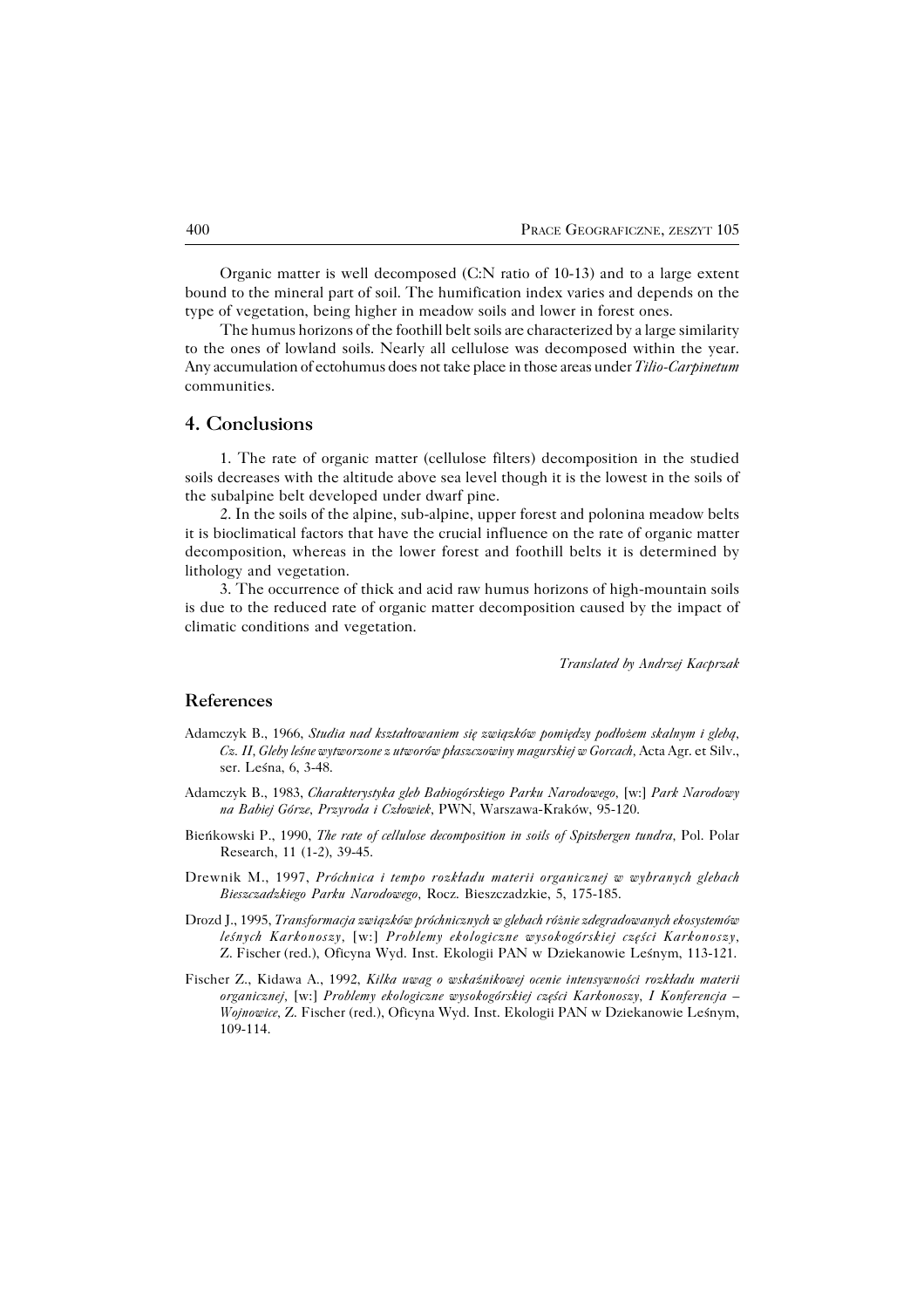Organic matter is well decomposed (C:N ratio of 10-13) and to a large extent bound to the mineral part of soil. The humification index varies and depends on the type of vegetation, being higher in meadow soils and lower in forest ones.

The humus horizons of the foothill belt soils are characterized by a large similarity to the ones of lowland soils. Nearly all cellulose was decomposed within the year. Any accumulation of ectohumus does not take place in those areas under *Tilio-Carpinetum* communities.

## 4. Conclusions

1. The rate of organic matter (cellulose filters) decomposition in the studied soils decreases with the altitude above sea level though it is the lowest in the soils of the subalpine belt developed under dwarf pine.

2. In the soils of the alpine, sub-alpine, upper forest and polonina meadow belts it is bioclimatical factors that have the crucial influence on the rate of organic matter decomposition, whereas in the lower forest and foothill belts it is determined by lithology and vegetation.

3. The occurrence of thick and acid raw humus horizons of high-mountain soils is due to the reduced rate of organic matter decomposition caused by the impact of climatic conditions and vegetation.

*Translated by Andrzej Kacprzak*

## References

Adamczyk B., 1966, *Studia nad kształtowaniem się związków pomiędzy podłożem skalnym i glebą, Cz. II, Gleby leśne wytworzone z utworów płaszczowiny magurskiej w Gorcach*, Acta Agr. et Silv., ser. Leśna, 6, 3-48.

Adamczyk B., 1983, *Charakterystyka gleb Babiogórskiego Parku Narodowego*, [w:] *Park Narodowy na Babiej Górze, Przyroda i Człowiek*, PWN, Warszawa-Kraków, 95-120.

Bieńkowski P., 1990, *The rate of cellulose decomposition in soils of Spitsbergen tundra*, Pol. Polar Research, 11 (1-2), 39-45.

Drewnik M., 1997, *Próchnica i tempo rozkładu materii organicznej w wybranych glebach Bieszczadzkiego Parku Narodowego*, Rocz. Bieszczadzkie, 5, 175-185.

Drozd J., 1995, *Transformacja związków próchnicznych w glebach różnie zdegradowanych ekosystemów leśnych Karkonoszy*, [w:] *Problemy ekologiczne wysokogórskiej części Karkonoszy*, Z. Fischer (red.), Oficyna Wyd. Inst. Ekologii PAN w Dziekanowie Leśnym, 113-121.

Fischer Z., Kidawa A., 1992, *Kilka uwag o wskaźnikowej ocenie intensywności rozkładu materii organicznej*, [w:] *Problemy ekologiczne wysokogórskiej części Karkonoszy, I Konferencja – Wojnowice*, Z. Fischer (red.), Oficyna Wyd. Inst. Ekologii PAN w Dziekanowie Leśnym, 109-114.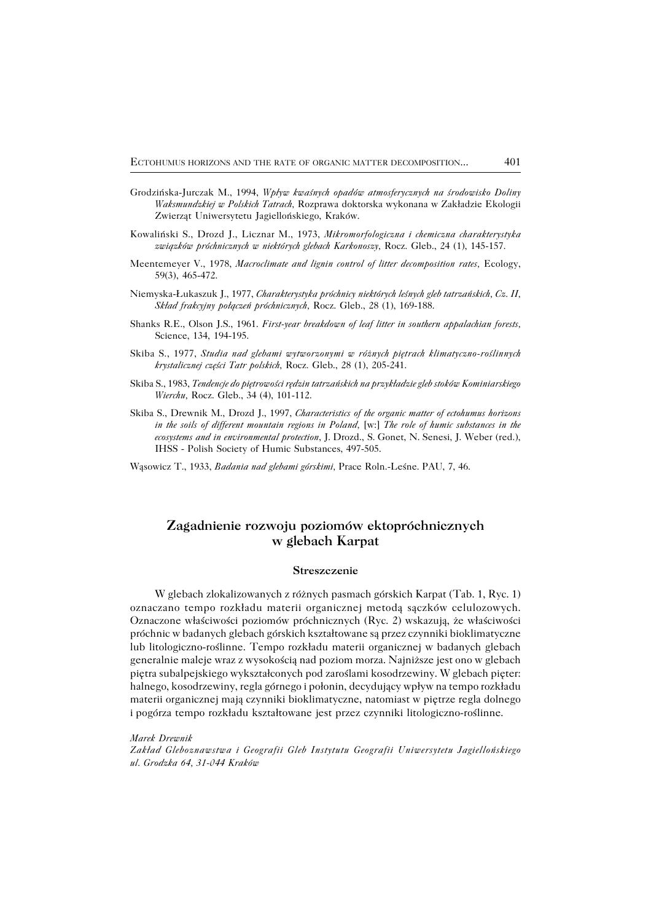Grodzińska-Jurczak M., 1994, *Wpływ kwaśnych opadów atmosferycznych na środowisko Doliny Waksmundzkiej w Polskich Tatrach*, Rozprawa doktorska wykonana w Zakładzie Ekologii Zwierząt Uniwersytetu Jagiellońskiego, Kraków.

Kowaliński S., Drozd J., Licznar M., 1973, *Mikromorfologiczna i chemiczna charakterystyka związków próchnicznych w niektórych glebach Karkonoszy*, Rocz. Gleb., 24 (1), 145-157.

Meentemeyer V., 1978, *Macroclimate and lignin control of litter decomposition rates*, Ecology, 59(3), 465-472.

Niemyska-Łukaszuk J., 1977, *Charakterystyka próchnicy niektórych leśnych gleb tatrzańskich, Cz. II, Skład frakcyjny połączeń próchnicznych*, Rocz. Gleb., 28 (1), 169-188.

Shanks R.E., Olson J.S., 1961. *First-year breakdown of leaf litter in southern appalachian forests*, Science, 134, 194-195.

Skiba S., 1977, *Studia nad glebami wytworzonymi w różnych piętrach klimatyczno-roślinnych krystalicznej części Tatr polskich*, Rocz. Gleb., 28 (1), 205-241.

Skiba S., 1983, *Tendencje do piętrowości rędzin tatrzańskich na przykładzie gleb stoków Kominiarskiego Wierchu*, Rocz. Gleb., 34 (4), 101-112.

Skiba S., Drewnik M., Drozd J., 1997, *Characteristics of the organic matter of ectohumus horizons in the soils of different mountain regions in Poland*, [w:] *The role of humic substances in the ecosystems and in environmental protection*, J. Drozd., S. Gonet, N. Senesi, J. Weber (red.), IHSS - Polish Society of Humic Substances, 497-505.

Wąsowicz T., 1933, *Badania nad glebami górskimi*, Prace Roln.-Leśne. PAU, 7, 46.

## Zagadnienie rozwoju poziomów ektopróchnicznych w glebach Karpat

### Streszczenie

W glebach zlokalizowanych z różnych pasmach górskich Karpat (Tab. 1, Ryc. 1) oznaczano tempo rozkładu materii organicznej metodą sączków celulozowych. Oznaczone właściwości poziomów próchnicznych (Ryc. 2) wskazują, że właściwości próchnic w badanych glebach górskich kształtowane są przez czynniki bioklimatyczne lub litologiczno-roślinne. Tempo rozkładu materii organicznej w badanych glebach generalnie maleje wraz z wysokością nad poziom morza. Najniższe jest ono w glebach piętra subalpejskiego wykształconych pod zaroślami kosodrzewiny. W glebach pięter: halnego, kosodrzewiny, regla górnego i połonin, decydujący wpływ na tempo rozkładu materii organicznej mają czynniki bioklimatyczne, natomiast w piętrze regla dolnego i pogórza tempo rozkładu kształtowane jest przez czynniki litologiczno-roślinne.

*Marek Drewnik*
*Zakład Gleboznawstwa i Geografii Gleb Instytutu Geografii Uniwersytetu Jagiellońskiego ul. Grodzka 64, 31-044 Kraków*